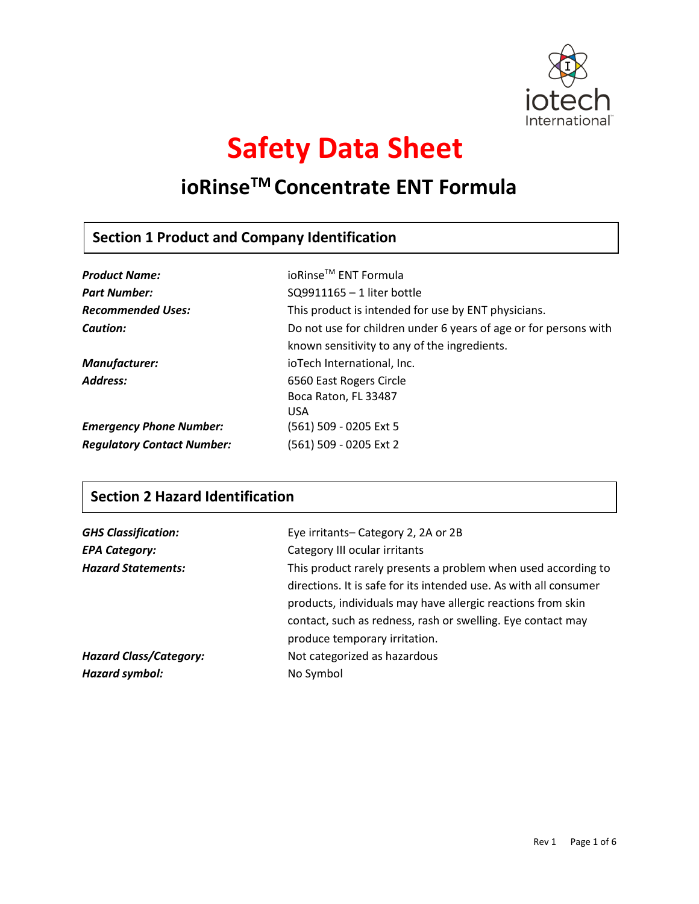# Safety Data Sheet

## ioRinse[TM] Concentrate ENT Formula

### Section 1 Product and Company Identification

| | |
|---|---|
| ***Product Name:*** | ioRinse[TM] ENT Formula |
| ***Part Number:*** | SQ9911165 – 1 liter bottle |
| ***Recommended Uses:*** | This product is intended for use by ENT physicians. |
| ***Caution:*** | Do not use for children under 6 years of age or for persons with known sensitivity to any of the ingredients. |
| ***Manufacturer:*** | ioTech International, Inc. |
| ***Address:*** | 6560 East Rogers Circle<br>Boca Raton, FL 33487<br>USA |
| ***Emergency Phone Number:*** | (561) 509 - 0205 Ext 5 |
| ***Regulatory Contact Number:*** | (561) 509 - 0205 Ext 2 |

### Section 2 Hazard Identification

| | |
|---|---|
| ***GHS Classification:*** | Eye irritants– Category 2, 2A or 2B |
| ***EPA Category:*** | Category III ocular irritants |
| ***Hazard Statements:*** | This product rarely presents a problem when used according to directions. It is safe for its intended use. As with all consumer products, individuals may have allergic reactions from skin contact, such as redness, rash or swelling. Eye contact may produce temporary irritation. |
| ***Hazard Class/Category:*** | Not categorized as hazardous |
| ***Hazard symbol:*** | No Symbol |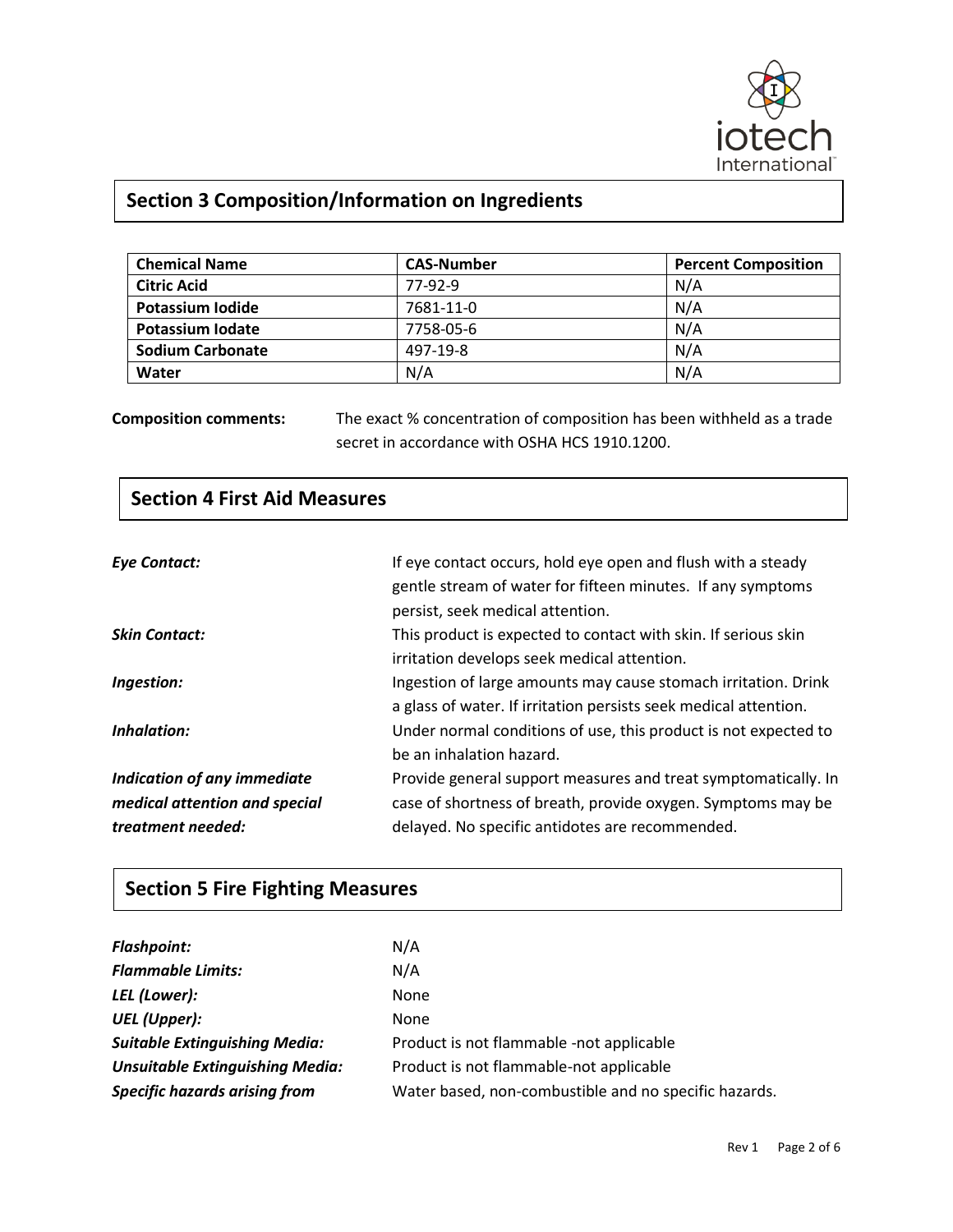## Section 3 Composition/Information on Ingredients

| Chemical Name | CAS-Number | Percent Composition |
|---|---|---|
| **Citric Acid** | 77-92-9 | N/A |
| **Potassium Iodide** | 7681-11-0 | N/A |
| **Potassium Iodate** | 7758-05-6 | N/A |
| **Sodium Carbonate** | 497-19-8 | N/A |
| **Water** | N/A | N/A |

**Composition comments:** The exact % concentration of composition has been withheld as a trade secret in accordance with OSHA HCS 1910.1200.

## Section 4 First Aid Measures

***Eye Contact:*** If eye contact occurs, hold eye open and flush with a steady gentle stream of water for fifteen minutes. If any symptoms persist, seek medical attention.

***Skin Contact:*** This product is expected to contact with skin. If serious skin irritation develops seek medical attention.

***Ingestion:*** Ingestion of large amounts may cause stomach irritation. Drink a glass of water. If irritation persists seek medical attention.

***Inhalation:*** Under normal conditions of use, this product is not expected to be an inhalation hazard.

***Indication of any immediate medical attention and special treatment needed:*** Provide general support measures and treat symptomatically. In case of shortness of breath, provide oxygen. Symptoms may be delayed. No specific antidotes are recommended.

## Section 5 Fire Fighting Measures

***Flashpoint:*** N/A

***Flammable Limits:*** N/A

***LEL (Lower):*** None

***UEL (Upper):*** None

***Suitable Extinguishing Media:*** Product is not flammable -not applicable

***Unsuitable Extinguishing Media:*** Product is not flammable-not applicable

***Specific hazards arising from*** Water based, non-combustible and no specific hazards.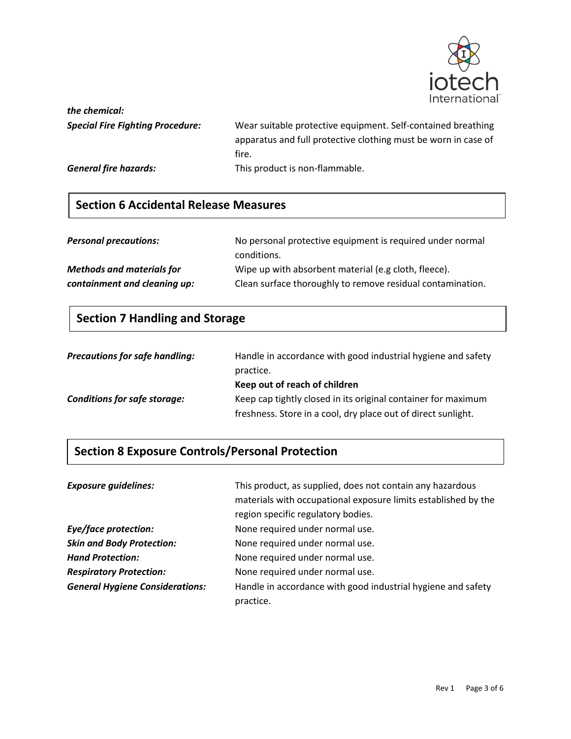***the chemical:***

***Special Fire Fighting Procedure:*** Wear suitable protective equipment. Self-contained breathing apparatus and full protective clothing must be worn in case of fire.

***General fire hazards:*** This product is non-flammable.

## Section 6 Accidental Release Measures

***Personal precautions:*** No personal protective equipment is required under normal conditions.

***Methods and materials for containment and cleaning up:*** Wipe up with absorbent material (e.g cloth, fleece). Clean surface thoroughly to remove residual contamination.

## Section 7 Handling and Storage

***Precautions for safe handling:*** Handle in accordance with good industrial hygiene and safety practice.
**Keep out of reach of children**

***Conditions for safe storage:*** Keep cap tightly closed in its original container for maximum freshness. Store in a cool, dry place out of direct sunlight.

## Section 8 Exposure Controls/Personal Protection

***Exposure guidelines:*** This product, as supplied, does not contain any hazardous materials with occupational exposure limits established by the region specific regulatory bodies.

***Eye/face protection:*** None required under normal use.

***Skin and Body Protection:*** None required under normal use.

***Hand Protection:*** None required under normal use.

***Respiratory Protection:*** None required under normal use.

***General Hygiene Considerations:*** Handle in accordance with good industrial hygiene and safety practice.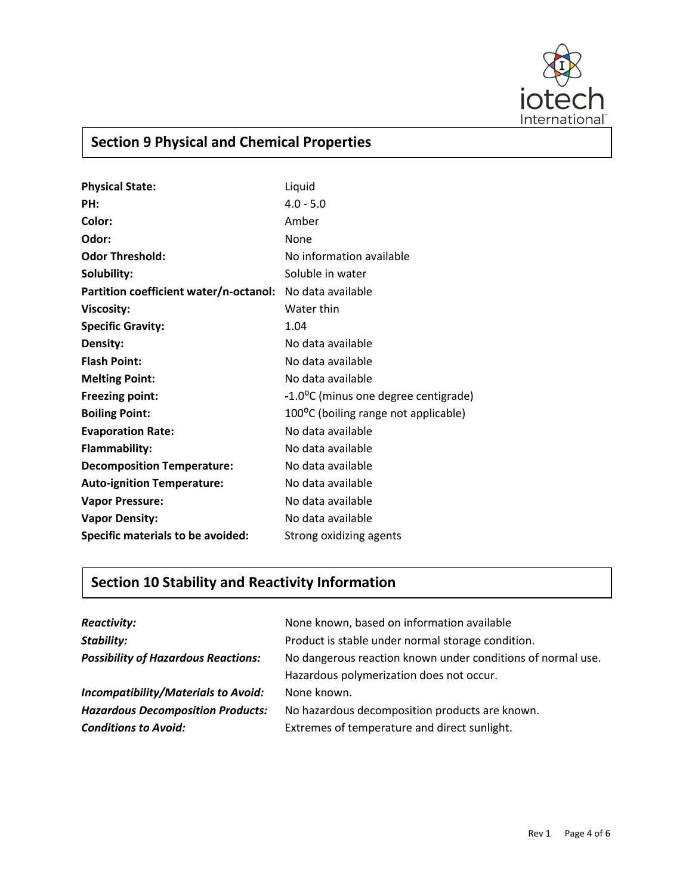## Section 9 Physical and Chemical Properties

| | |
|---|---|
| **Physical State:** | Liquid |
| **PH:** | 4.0 - 5.0 |
| **Color:** | Amber |
| **Odor:** | None |
| **Odor Threshold:** | No information available |
| **Solubility:** | Soluble in water |
| **Partition coefficient water/n-octanol:** | No data available |
| **Viscosity:** | Water thin |
| **Specific Gravity:** | 1.04 |
| **Density:** | No data available |
| **Flash Point:** | No data available |
| **Melting Point:** | No data available |
| **Freezing point:** | -1.0°C (minus one degree centigrade) |
| **Boiling Point:** | 100°C (boiling range not applicable) |
| **Evaporation Rate:** | No data available |
| **Flammability:** | No data available |
| **Decomposition Temperature:** | No data available |
| **Auto-ignition Temperature:** | No data available |
| **Vapor Pressure:** | No data available |
| **Vapor Density:** | No data available |
| **Specific materials to be avoided:** | Strong oxidizing agents |

## Section 10 Stability and Reactivity Information

| | |
|---|---|
| ***Reactivity:*** | None known, based on information available |
| ***Stability:*** | Product is stable under normal storage condition. |
| ***Possibility of Hazardous Reactions:*** | No dangerous reaction known under conditions of normal use. Hazardous polymerization does not occur. |
| ***Incompatibility/Materials to Avoid:*** | None known. |
| ***Hazardous Decomposition Products:*** | No hazardous decomposition products are known. |
| ***Conditions to Avoid:*** | Extremes of temperature and direct sunlight. |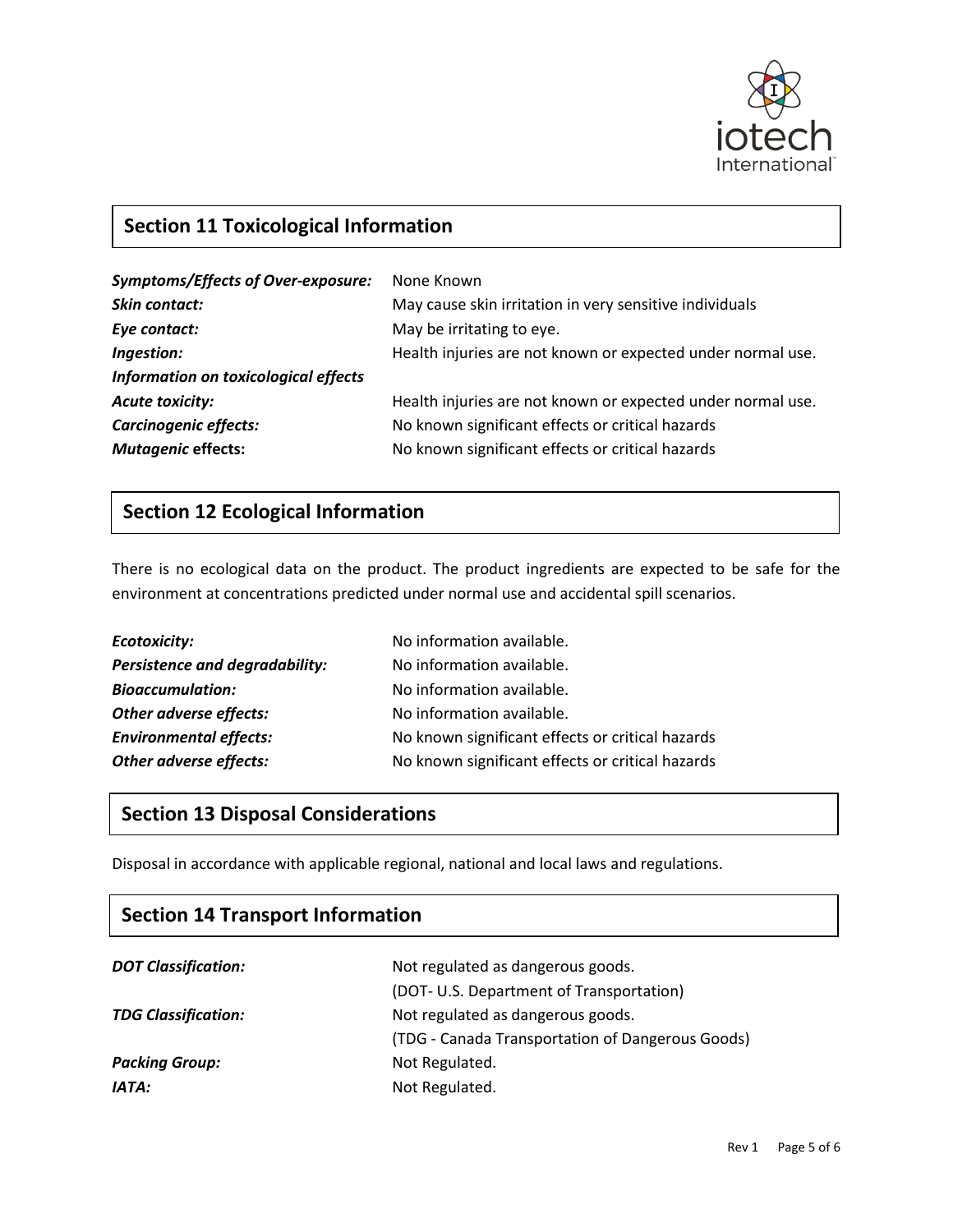## Section 11 Toxicological Information

| | |
|---|---|
| ***Symptoms/Effects of Over-exposure:*** | None Known |
| ***Skin contact:*** | May cause skin irritation in very sensitive individuals |
| ***Eye contact:*** | May be irritating to eye. |
| ***Ingestion:*** | Health injuries are not known or expected under normal use. |
| ***Information on toxicological effects*** | |
| ***Acute toxicity:*** | Health injuries are not known or expected under normal use. |
| ***Carcinogenic effects:*** | No known significant effects or critical hazards |
| ***Mutagenic* effects:** | No known significant effects or critical hazards |

## Section 12 Ecological Information

There is no ecological data on the product. The product ingredients are expected to be safe for the environment at concentrations predicted under normal use and accidental spill scenarios.

| | |
|---|---|
| ***Ecotoxicity:*** | No information available. |
| ***Persistence and degradability:*** | No information available. |
| ***Bioaccumulation:*** | No information available. |
| ***Other adverse effects:*** | No information available. |
| ***Environmental effects:*** | No known significant effects or critical hazards |
| ***Other adverse effects:*** | No known significant effects or critical hazards |

## Section 13 Disposal Considerations

Disposal in accordance with applicable regional, national and local laws and regulations.

## Section 14 Transport Information

| | |
|---|---|
| ***DOT Classification:*** | Not regulated as dangerous goods.<br>(DOT- U.S. Department of Transportation) |
| ***TDG Classification:*** | Not regulated as dangerous goods.<br>(TDG - Canada Transportation of Dangerous Goods) |
| ***Packing Group:*** | Not Regulated. |
| ***IATA:*** | Not Regulated. |

Rev 1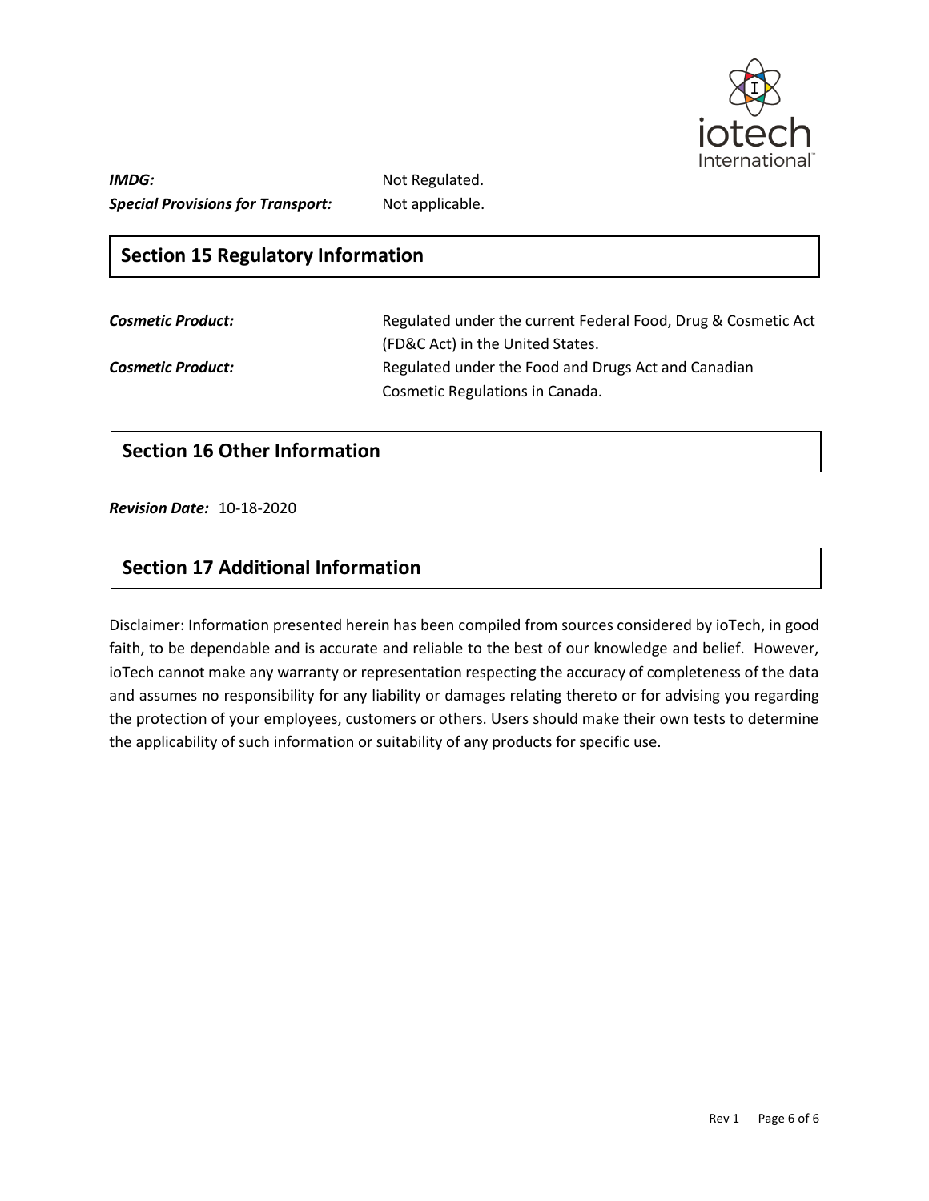***IMDG:*** Not Regulated.

***Special Provisions for Transport:*** Not applicable.

## Section 15 Regulatory Information

***Cosmetic Product:*** Regulated under the current Federal Food, Drug & Cosmetic Act (FD&C Act) in the United States.

***Cosmetic Product:*** Regulated under the Food and Drugs Act and Canadian Cosmetic Regulations in Canada.

## Section 16 Other Information

***Revision Date:*** 10-18-2020

## Section 17 Additional Information

Disclaimer: Information presented herein has been compiled from sources considered by ioTech, in good faith, to be dependable and is accurate and reliable to the best of our knowledge and belief. However, ioTech cannot make any warranty or representation respecting the accuracy of completeness of the data and assumes no responsibility for any liability or damages relating thereto or for advising you regarding the protection of your employees, customers or others. Users should make their own tests to determine the applicability of such information or suitability of any products for specific use.